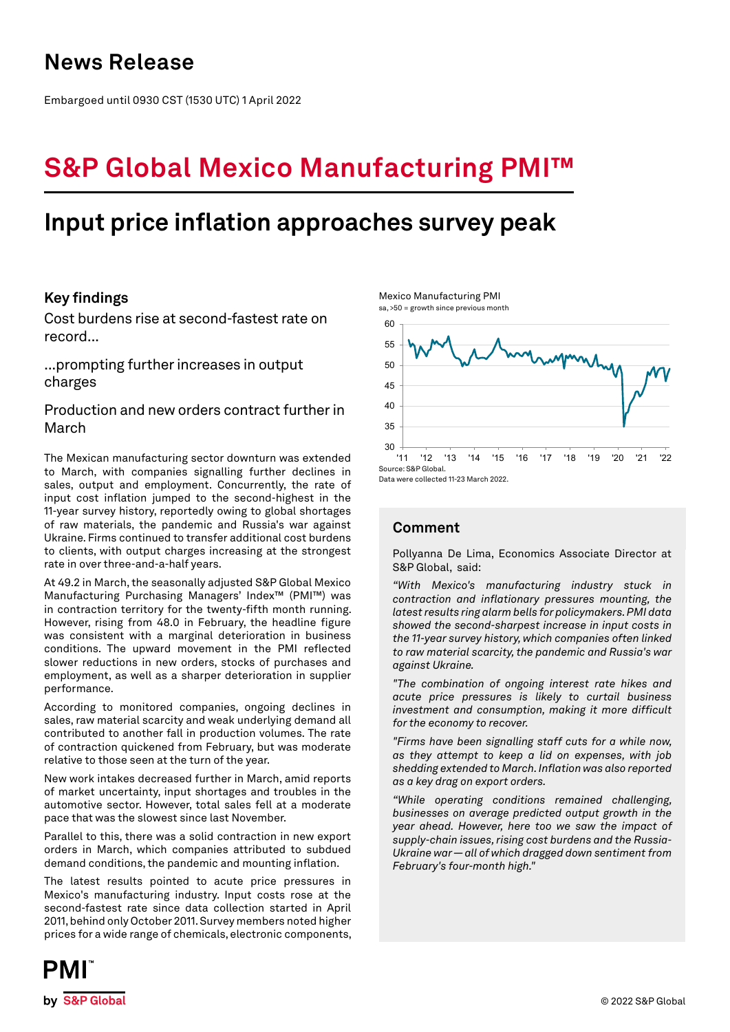# News Release

Embargoed until 0930 CST (1530 UTC) 1 April 2022

# S&P Global Mexico Manufacturing PMI™

## Input price inflation approaches survey peak

### Key findings

Cost burdens rise at second-fastest rate on record...

...prompting further increases in output charges

Production and new orders contract further in March

The Mexican manufacturing sector downturn was extended to March, with companies signalling further declines in sales, output and employment. Concurrently, the rate of input cost inflation jumped to the second-highest in the 11-year survey history, reportedly owing to global shortages of raw materials, the pandemic and Russia's war against Ukraine. Firms continued to transfer additional cost burdens to clients, with output charges increasing at the strongest rate in over three-and-a-half years.

At 49.2 in March, the seasonally adjusted S&P Global Mexico Manufacturing Purchasing Managers' Index™ (PMI™) was in contraction territory for the twenty-fifth month running. However, rising from 48.0 in February, the headline figure was consistent with a marginal deterioration in business conditions. The upward movement in the PMI reflected slower reductions in new orders, stocks of purchases and employment, as well as a sharper deterioration in supplier performance.

According to monitored companies, ongoing declines in sales, raw material scarcity and weak underlying demand all contributed to another fall in production volumes. The rate of contraction quickened from February, but was moderate relative to those seen at the turn of the year.

New work intakes decreased further in March, amid reports of market uncertainty, input shortages and troubles in the automotive sector. However, total sales fell at a moderate pace that was the slowest since last November.

Parallel to this, there was a solid contraction in new export orders in March, which companies attributed to subdued demand conditions, the pandemic and mounting inflation.

The latest results pointed to acute price pressures in Mexico's manufacturing industry. Input costs rose at the second-fastest rate since data collection started in April 2011, behind only October 2011. Survey members noted higher prices for a wide range of chemicals, electronic components,

Mexico Manufacturing PMI
sa, >50 = growth since previous month

Source: S&P Global.
Data were collected 11-23 March 2022.

### Comment

Pollyanna De Lima, Economics Associate Director at S&P Global, said:

*"With Mexico's manufacturing industry stuck in contraction and inflationary pressures mounting, the latest results ring alarm bells for policymakers. PMI data showed the second-sharpest increase in input costs in the 11-year survey history, which companies often linked to raw material scarcity, the pandemic and Russia's war against Ukraine.*

*"The combination of ongoing interest rate hikes and acute price pressures is likely to curtail business investment and consumption, making it more difficult for the economy to recover.*

*"Firms have been signalling staff cuts for a while now, as they attempt to keep a lid on expenses, with job shedding extended to March. Inflation was also reported as a key drag on export orders.*

*"While operating conditions remained challenging, businesses on average predicted output growth in the year ahead. However, here too we saw the impact of supply-chain issues, rising cost burdens and the Russia-Ukraine war — all of which dragged down sentiment from February's four-month high."*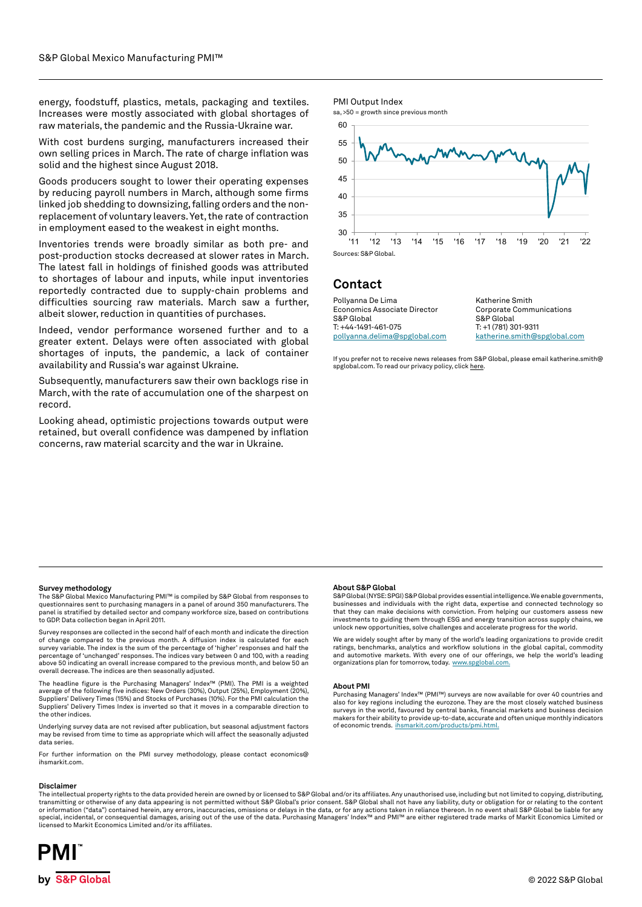energy, foodstuff, plastics, metals, packaging and textiles. Increases were mostly associated with global shortages of raw materials, the pandemic and the Russia-Ukraine war.

With cost burdens surging, manufacturers increased their own selling prices in March. The rate of charge inflation was solid and the highest since August 2018.

Goods producers sought to lower their operating expenses by reducing payroll numbers in March, although some firms linked job shedding to downsizing, falling orders and the non-replacement of voluntary leavers. Yet, the rate of contraction in employment eased to the weakest in eight months.

Inventories trends were broadly similar as both pre- and post-production stocks decreased at slower rates in March. The latest fall in holdings of finished goods was attributed to shortages of labour and inputs, while input inventories reportedly contracted due to supply-chain problems and difficulties sourcing raw materials. March saw a further, albeit slower, reduction in quantities of purchases.

Indeed, vendor performance worsened further and to a greater extent. Delays were often associated with global shortages of inputs, the pandemic, a lack of container availability and Russia's war against Ukraine.

Subsequently, manufacturers saw their own backlogs rise in March, with the rate of accumulation one of the sharpest on record.

Looking ahead, optimistic projections towards output were retained, but overall confidence was dampened by inflation concerns, raw material scarcity and the war in Ukraine.

PMI Output Index

sa, >50 = growth since previous month

60
55
50
45
40
35
30

'11 '12 '13 '14 '15 '16 '17 '18 '19 '20 '21 '22

Sources: S&P Global.

## Contact

Pollyanna De Lima
Economics Associate Director
S&P Global
T: +44-1491-461-075
pollyanna.delima@spglobal.com

Katherine Smith
Corporate Communications
S&P Global
T: +1 (781) 301-9311
katherine.smith@spglobal.com

If you prefer not to receive news releases from S&P Global, please email katherine.smith@spglobal.com. To read our privacy policy, click here.

**Survey methodology**

The S&P Global Mexico Manufacturing PMI™ is compiled by S&P Global from responses to questionnaires sent to purchasing managers in a panel of around 350 manufacturers. The panel is stratified by detailed sector and company workforce size, based on contributions to GDP. Data collection began in April 2011.

Survey responses are collected in the second half of each month and indicate the direction of change compared to the previous month. A diffusion index is calculated for each survey variable. The index is the sum of the percentage of 'higher' responses and half the percentage of 'unchanged' responses. The indices vary between 0 and 100, with a reading above 50 indicating an overall increase compared to the previous month, and below 50 an overall decrease. The indices are then seasonally adjusted.

The headline figure is the Purchasing Managers' Index™ (PMI). The PMI is a weighted average of the following five indices: New Orders (30%), Output (25%), Employment (20%), Suppliers' Delivery Times (15%) and Stocks of Purchases (10%). For the PMI calculation the Suppliers' Delivery Times Index is inverted so that it moves in a comparable direction to the other indices.

Underlying survey data are not revised after publication, but seasonal adjustment factors may be revised from time to time as appropriate which will affect the seasonally adjusted data series.

For further information on the PMI survey methodology, please contact economics@ihsmarkit.com.

**About S&P Global**

S&P Global (NYSE: SPGI) S&P Global provides essential intelligence. We enable governments, businesses and individuals with the right data, expertise and connected technology so that they can make decisions with conviction. From helping our customers assess new investments to guiding them through ESG and energy transition across supply chains, we unlock new opportunities, solve challenges and accelerate progress for the world.

We are widely sought after by many of the world's leading organizations to provide credit ratings, benchmarks, analytics and workflow solutions in the global capital, commodity and automotive markets. With every one of our offerings, we help the world's leading organizations plan for tomorrow, today. www.spglobal.com.

**About PMI**

Purchasing Managers' Index™ (PMI™) surveys are now available for over 40 countries and also for key regions including the eurozone. They are the most closely watched business surveys in the world, favoured by central banks, financial markets and business decision makers for their ability to provide up-to-date, accurate and often unique monthly indicators of economic trends. ihsmarkit.com/products/pmi.html.

**Disclaimer**

The intellectual property rights to the data provided herein are owned by or licensed to S&P Global and/or its affiliates. Any unauthorised use, including but not limited to copying, distributing, transmitting or otherwise of any data appearing is not permitted without S&P Global's prior consent. S&P Global shall not have any liability, duty or obligation for or relating to the content or information ("data") contained herein, any errors, inaccuracies, omissions or delays in the data, or for any actions taken in reliance thereon. In no event shall S&P Global be liable for any special, incidental, or consequential damages, arising out of the use of the data. Purchasing Managers' Index™ and PMI™ are either registered trade marks of Markit Economics Limited or licensed to Markit Economics Limited and/or its affiliates.

PMI™ by S&P Global

© 2022 S&P Global